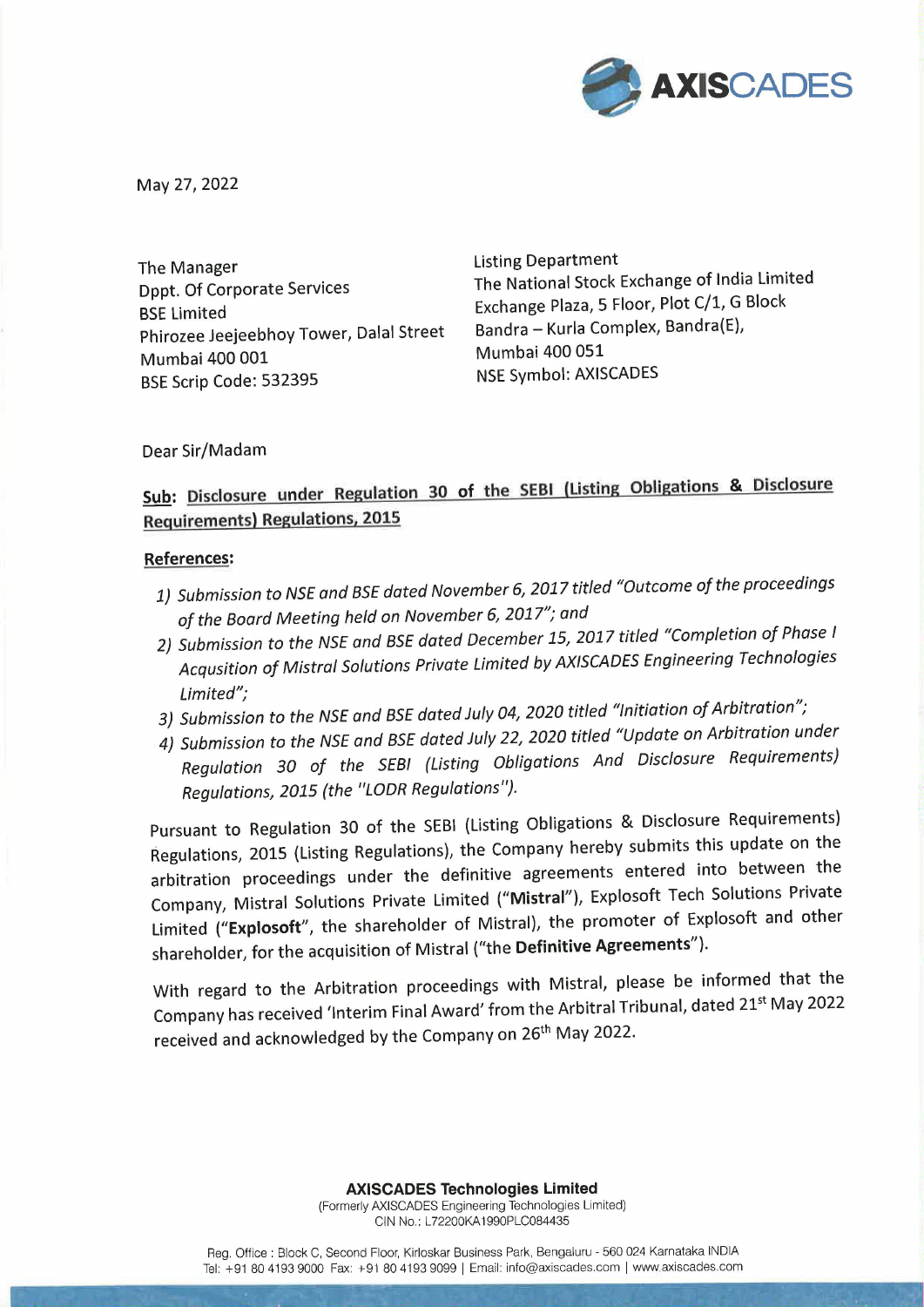May 27, 2022

The Manager
Dppt. Of Corporate Services
BSE Limited
Phirozee Jeejeebhoy Tower, Dalal Street
Mumbai 400 001
BSE Scrip Code: 532395

Listing Department
The National Stock Exchange of India Limited
Exchange Plaza, 5 Floor, Plot C/1, G Block
Bandra – Kurla Complex, Bandra(E),
Mumbai 400 051
NSE Symbol: AXISCADES

Dear Sir/Madam

**Sub: Disclosure under Regulation 30 of the SEBI (Listing Obligations & Disclosure Requirements) Regulations, 2015**

**References:**

1) *Submission to NSE and BSE dated November 6, 2017 titled "Outcome of the proceedings of the Board Meeting held on November 6, 2017"; and*
2) *Submission to the NSE and BSE dated December 15, 2017 titled "Completion of Phase I Acqusition of Mistral Solutions Private Limited by AXISCADES Engineering Technologies Limited";*
3) *Submission to the NSE and BSE dated July 04, 2020 titled "Initiation of Arbitration";*
4) *Submission to the NSE and BSE dated July 22, 2020 titled "Update on Arbitration under Regulation 30 of the SEBI (Listing Obligations And Disclosure Requirements) Regulations, 2015 (the "LODR Regulations").*

Pursuant to Regulation 30 of the SEBI (Listing Obligations & Disclosure Requirements) Regulations, 2015 (Listing Regulations), the Company hereby submits this update on the arbitration proceedings under the definitive agreements entered into between the Company, Mistral Solutions Private Limited ("**Mistral**"), Explosoft Tech Solutions Private Limited ("**Explosoft**", the shareholder of Mistral), the promoter of Explosoft and other shareholder, for the acquisition of Mistral ("the **Definitive Agreements**").

With regard to the Arbitration proceedings with Mistral, please be informed that the Company has received 'Interim Final Award' from the Arbitral Tribunal, dated 21st May 2022 received and acknowledged by the Company on 26th May 2022.

**AXISCADES Technologies Limited**
(Formerly AXISCADES Engineering Technologies Limited)
CIN No.: L72200KA1990PLC084435

Reg. Office : Block C, Second Floor, Kirloskar Business Park, Bengaluru - 560 024 Karnataka INDIA
Tel: +91 80 4193 9000 Fax: +91 80 4193 9099 | Email: info@axiscades.com | www.axiscades.com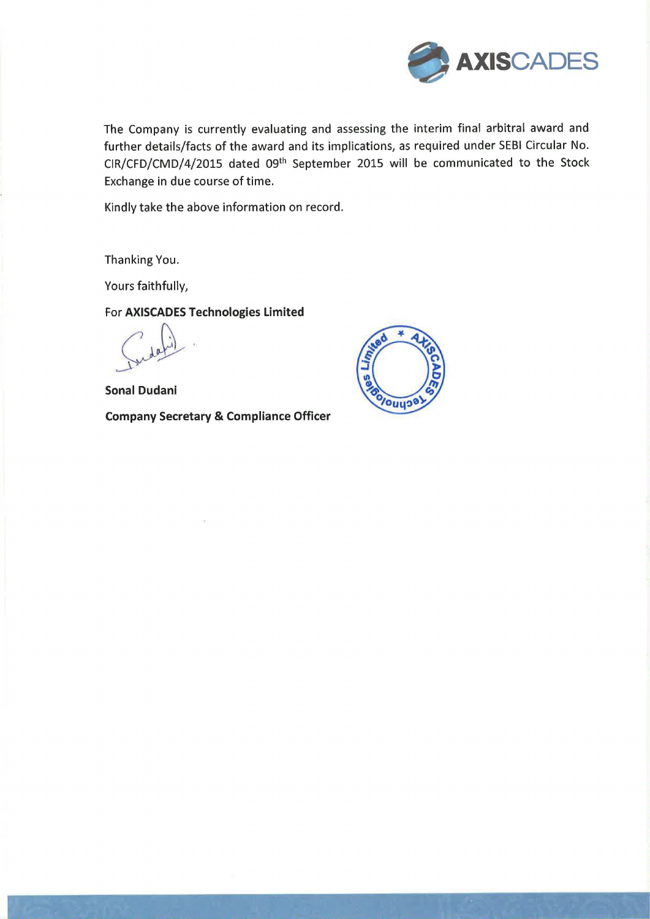The Company is currently evaluating and assessing the interim final arbitral award and further details/facts of the award and its implications, as required under SEBI Circular No. CIR/CFD/CMD/4/2015 dated 09th September 2015 will be communicated to the Stock Exchange in due course of time.

Kindly take the above information on record.

Thanking You.

Yours faithfully,

For **AXISCADES Technologies Limited**

**Sonal Dudani**

**Company Secretary & Compliance Officer**